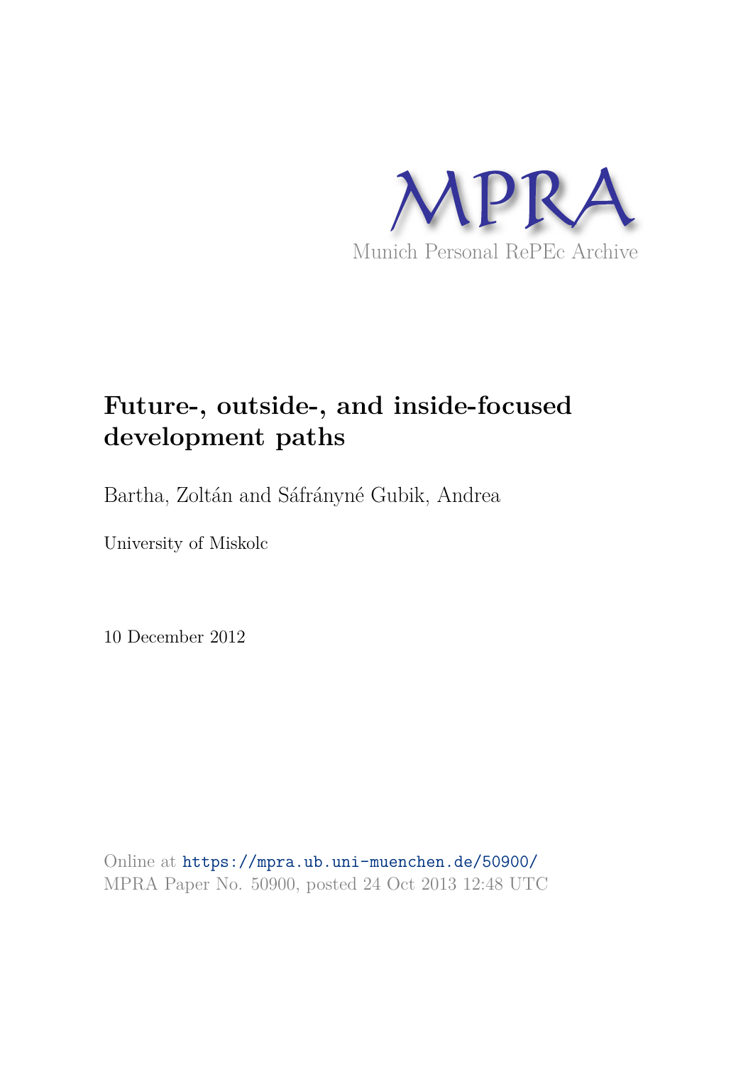MPRA

Munich Personal RePEc Archive

# Future-, outside-, and inside-focused development paths

Bartha, Zoltán and Sáfrányné Gubik, Andrea

University of Miskolc

10 December 2012

Online at https://mpra.ub.uni-muenchen.de/50900/
MPRA Paper No. 50900, posted 24 Oct 2013 12:48 UTC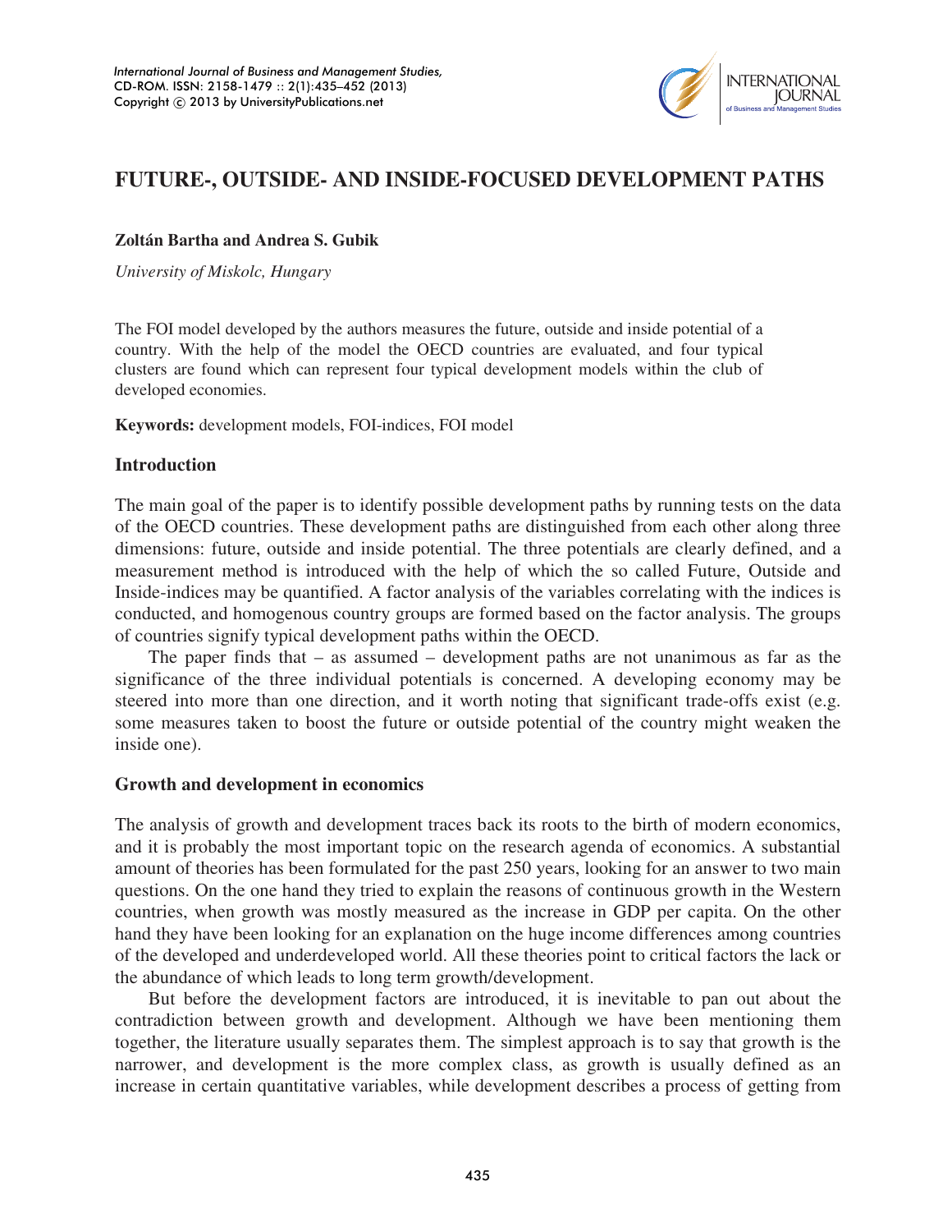# FUTURE-, OUTSIDE- AND INSIDE-FOCUSED DEVELOPMENT PATHS

**Zoltán Bartha and Andrea S. Gubik**

*University of Miskolc, Hungary*

The FOI model developed by the authors measures the future, outside and inside potential of a country. With the help of the model the OECD countries are evaluated, and four typical clusters are found which can represent four typical development models within the club of developed economies.

**Keywords:** development models, FOI-indices, FOI model

## Introduction

The main goal of the paper is to identify possible development paths by running tests on the data of the OECD countries. These development paths are distinguished from each other along three dimensions: future, outside and inside potential. The three potentials are clearly defined, and a measurement method is introduced with the help of which the so called Future, Outside and Inside-indices may be quantified. A factor analysis of the variables correlating with the indices is conducted, and homogenous country groups are formed based on the factor analysis. The groups of countries signify typical development paths within the OECD.

The paper finds that – as assumed – development paths are not unanimous as far as the significance of the three individual potentials is concerned. A developing economy may be steered into more than one direction, and it worth noting that significant trade-offs exist (e.g. some measures taken to boost the future or outside potential of the country might weaken the inside one).

## Growth and development in economics

The analysis of growth and development traces back its roots to the birth of modern economics, and it is probably the most important topic on the research agenda of economics. A substantial amount of theories has been formulated for the past 250 years, looking for an answer to two main questions. On the one hand they tried to explain the reasons of continuous growth in the Western countries, when growth was mostly measured as the increase in GDP per capita. On the other hand they have been looking for an explanation on the huge income differences among countries of the developed and underdeveloped world. All these theories point to critical factors the lack or the abundance of which leads to long term growth/development.

But before the development factors are introduced, it is inevitable to pan out about the contradiction between growth and development. Although we have been mentioning them together, the literature usually separates them. The simplest approach is to say that growth is the narrower, and development is the more complex class, as growth is usually defined as an increase in certain quantitative variables, while development describes a process of getting from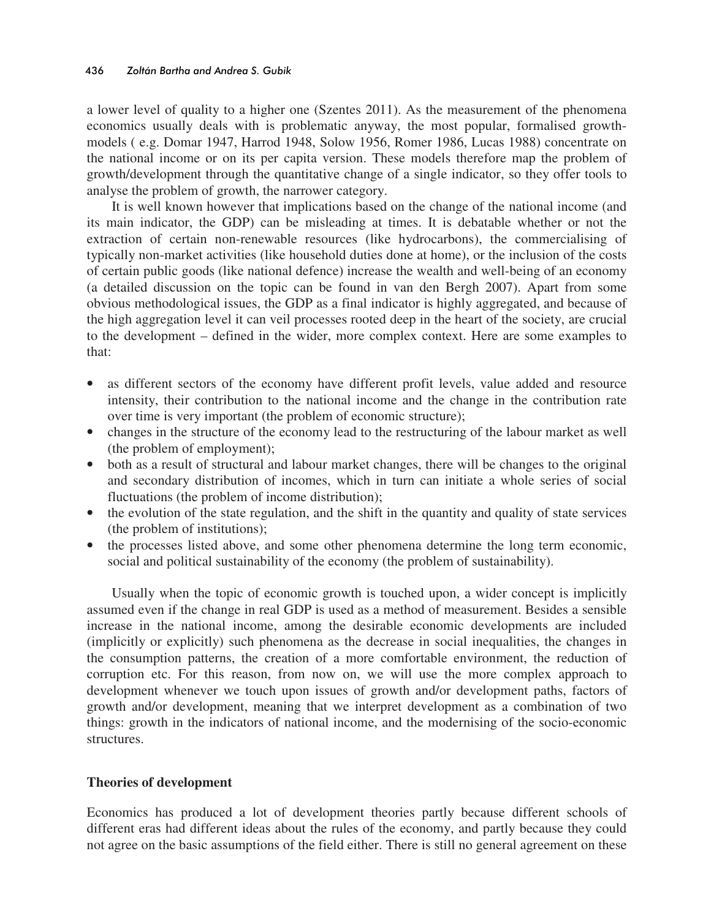a lower level of quality to a higher one (Szentes 2011). As the measurement of the phenomena economics usually deals with is problematic anyway, the most popular, formalised growth-models ( e.g. Domar 1947, Harrod 1948, Solow 1956, Romer 1986, Lucas 1988) concentrate on the national income or on its per capita version. These models therefore map the problem of growth/development through the quantitative change of a single indicator, so they offer tools to analyse the problem of growth, the narrower category.

It is well known however that implications based on the change of the national income (and its main indicator, the GDP) can be misleading at times. It is debatable whether or not the extraction of certain non-renewable resources (like hydrocarbons), the commercialising of typically non-market activities (like household duties done at home), or the inclusion of the costs of certain public goods (like national defence) increase the wealth and well-being of an economy (a detailed discussion on the topic can be found in van den Bergh 2007). Apart from some obvious methodological issues, the GDP as a final indicator is highly aggregated, and because of the high aggregation level it can veil processes rooted deep in the heart of the society, are crucial to the development – defined in the wider, more complex context. Here are some examples to that:

- as different sectors of the economy have different profit levels, value added and resource intensity, their contribution to the national income and the change in the contribution rate over time is very important (the problem of economic structure);
- changes in the structure of the economy lead to the restructuring of the labour market as well (the problem of employment);
- both as a result of structural and labour market changes, there will be changes to the original and secondary distribution of incomes, which in turn can initiate a whole series of social fluctuations (the problem of income distribution);
- the evolution of the state regulation, and the shift in the quantity and quality of state services (the problem of institutions);
- the processes listed above, and some other phenomena determine the long term economic, social and political sustainability of the economy (the problem of sustainability).

Usually when the topic of economic growth is touched upon, a wider concept is implicitly assumed even if the change in real GDP is used as a method of measurement. Besides a sensible increase in the national income, among the desirable economic developments are included (implicitly or explicitly) such phenomena as the decrease in social inequalities, the changes in the consumption patterns, the creation of a more comfortable environment, the reduction of corruption etc. For this reason, from now on, we will use the more complex approach to development whenever we touch upon issues of growth and/or development paths, factors of growth and/or development, meaning that we interpret development as a combination of two things: growth in the indicators of national income, and the modernising of the socio-economic structures.

## Theories of development

Economics has produced a lot of development theories partly because different schools of different eras had different ideas about the rules of the economy, and partly because they could not agree on the basic assumptions of the field either. There is still no general agreement on these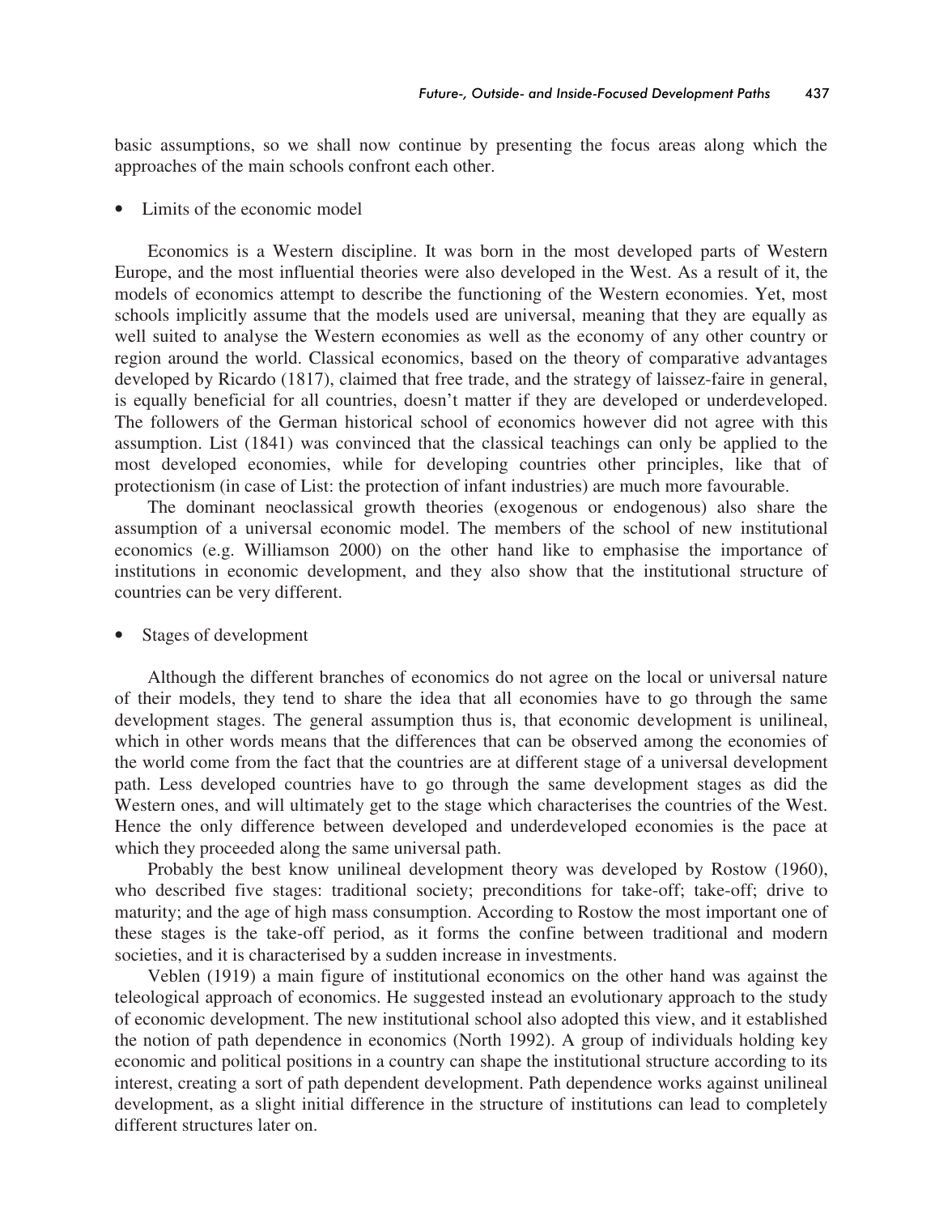basic assumptions, so we shall now continue by presenting the focus areas along which the approaches of the main schools confront each other.

- Limits of the economic model

Economics is a Western discipline. It was born in the most developed parts of Western Europe, and the most influential theories were also developed in the West. As a result of it, the models of economics attempt to describe the functioning of the Western economies. Yet, most schools implicitly assume that the models used are universal, meaning that they are equally as well suited to analyse the Western economies as well as the economy of any other country or region around the world. Classical economics, based on the theory of comparative advantages developed by Ricardo (1817), claimed that free trade, and the strategy of laissez-faire in general, is equally beneficial for all countries, doesn't matter if they are developed or underdeveloped. The followers of the German historical school of economics however did not agree with this assumption. List (1841) was convinced that the classical teachings can only be applied to the most developed economies, while for developing countries other principles, like that of protectionism (in case of List: the protection of infant industries) are much more favourable.

The dominant neoclassical growth theories (exogenous or endogenous) also share the assumption of a universal economic model. The members of the school of new institutional economics (e.g. Williamson 2000) on the other hand like to emphasise the importance of institutions in economic development, and they also show that the institutional structure of countries can be very different.

- Stages of development

Although the different branches of economics do not agree on the local or universal nature of their models, they tend to share the idea that all economies have to go through the same development stages. The general assumption thus is, that economic development is unilineal, which in other words means that the differences that can be observed among the economies of the world come from the fact that the countries are at different stage of a universal development path. Less developed countries have to go through the same development stages as did the Western ones, and will ultimately get to the stage which characterises the countries of the West. Hence the only difference between developed and underdeveloped economies is the pace at which they proceeded along the same universal path.

Probably the best know unilineal development theory was developed by Rostow (1960), who described five stages: traditional society; preconditions for take-off; take-off; drive to maturity; and the age of high mass consumption. According to Rostow the most important one of these stages is the take-off period, as it forms the confine between traditional and modern societies, and it is characterised by a sudden increase in investments.

Veblen (1919) a main figure of institutional economics on the other hand was against the teleological approach of economics. He suggested instead an evolutionary approach to the study of economic development. The new institutional school also adopted this view, and it established the notion of path dependence in economics (North 1992). A group of individuals holding key economic and political positions in a country can shape the institutional structure according to its interest, creating a sort of path dependent development. Path dependence works against unilineal development, as a slight initial difference in the structure of institutions can lead to completely different structures later on.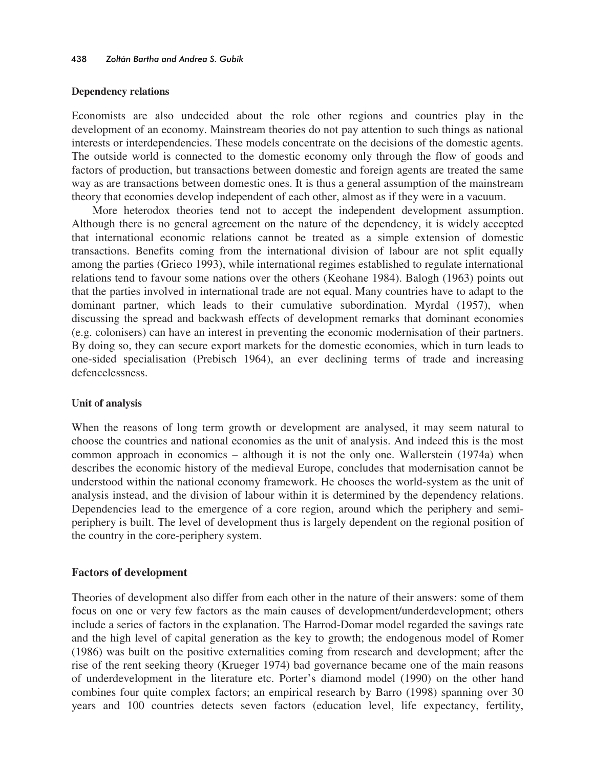### Dependency relations

Economists are also undecided about the role other regions and countries play in the development of an economy. Mainstream theories do not pay attention to such things as national interests or interdependencies. These models concentrate on the decisions of the domestic agents. The outside world is connected to the domestic economy only through the flow of goods and factors of production, but transactions between domestic and foreign agents are treated the same way as are transactions between domestic ones. It is thus a general assumption of the mainstream theory that economies develop independent of each other, almost as if they were in a vacuum.

More heterodox theories tend not to accept the independent development assumption. Although there is no general agreement on the nature of the dependency, it is widely accepted that international economic relations cannot be treated as a simple extension of domestic transactions. Benefits coming from the international division of labour are not split equally among the parties (Grieco 1993), while international regimes established to regulate international relations tend to favour some nations over the others (Keohane 1984). Balogh (1963) points out that the parties involved in international trade are not equal. Many countries have to adapt to the dominant partner, which leads to their cumulative subordination. Myrdal (1957), when discussing the spread and backwash effects of development remarks that dominant economies (e.g. colonisers) can have an interest in preventing the economic modernisation of their partners. By doing so, they can secure export markets for the domestic economies, which in turn leads to one-sided specialisation (Prebisch 1964), an ever declining terms of trade and increasing defencelessness.

### Unit of analysis

When the reasons of long term growth or development are analysed, it may seem natural to choose the countries and national economies as the unit of analysis. And indeed this is the most common approach in economics – although it is not the only one. Wallerstein (1974a) when describes the economic history of the medieval Europe, concludes that modernisation cannot be understood within the national economy framework. He chooses the world-system as the unit of analysis instead, and the division of labour within it is determined by the dependency relations. Dependencies lead to the emergence of a core region, around which the periphery and semi-periphery is built. The level of development thus is largely dependent on the regional position of the country in the core-periphery system.

## Factors of development

Theories of development also differ from each other in the nature of their answers: some of them focus on one or very few factors as the main causes of development/underdevelopment; others include a series of factors in the explanation. The Harrod-Domar model regarded the savings rate and the high level of capital generation as the key to growth; the endogenous model of Romer (1986) was built on the positive externalities coming from research and development; after the rise of the rent seeking theory (Krueger 1974) bad governance became one of the main reasons of underdevelopment in the literature etc. Porter's diamond model (1990) on the other hand combines four quite complex factors; an empirical research by Barro (1998) spanning over 30 years and 100 countries detects seven factors (education level, life expectancy, fertility,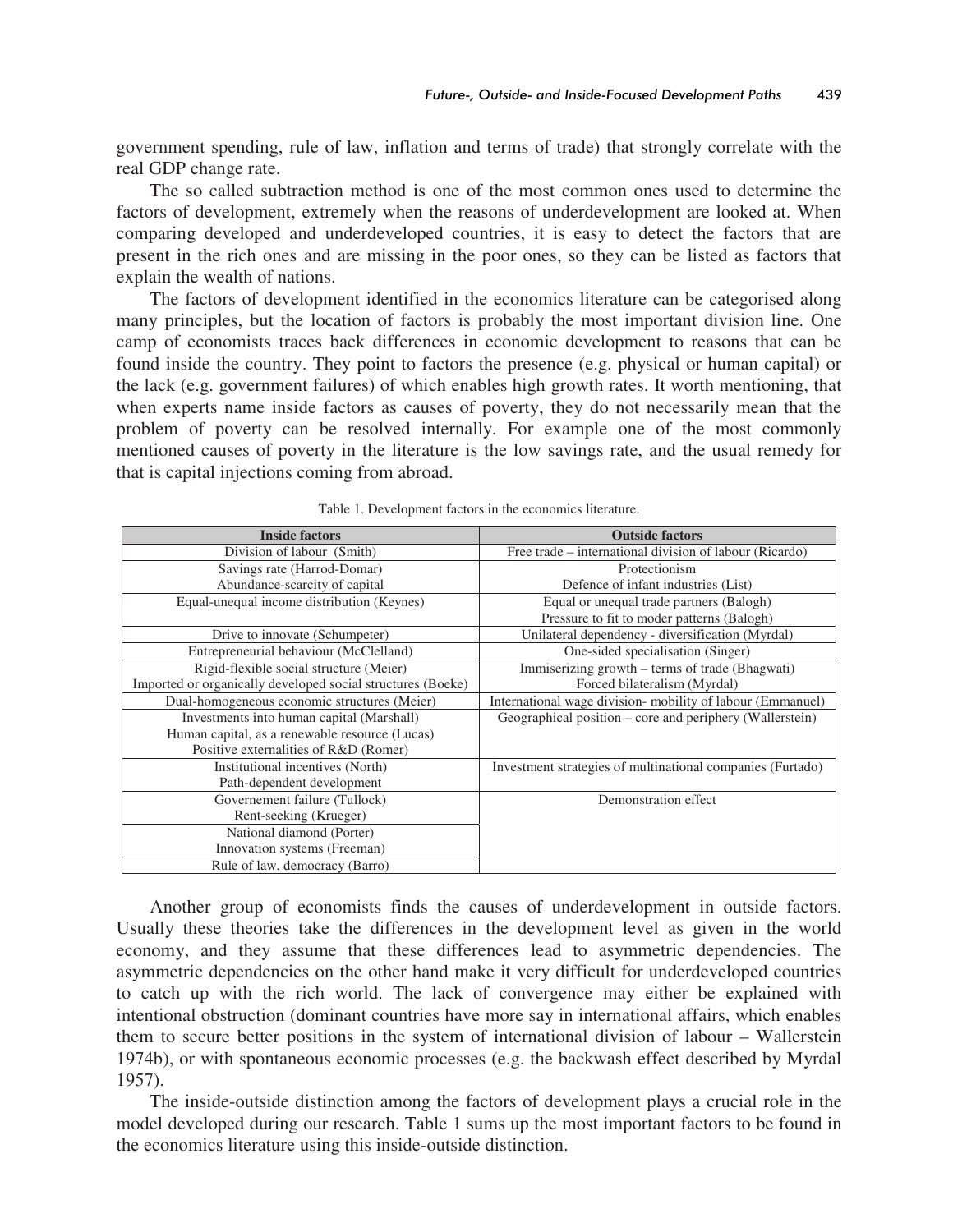government spending, rule of law, inflation and terms of trade) that strongly correlate with the real GDP change rate.

The so called subtraction method is one of the most common ones used to determine the factors of development, extremely when the reasons of underdevelopment are looked at. When comparing developed and underdeveloped countries, it is easy to detect the factors that are present in the rich ones and are missing in the poor ones, so they can be listed as factors that explain the wealth of nations.

The factors of development identified in the economics literature can be categorised along many principles, but the location of factors is probably the most important division line. One camp of economists traces back differences in economic development to reasons that can be found inside the country. They point to factors the presence (e.g. physical or human capital) or the lack (e.g. government failures) of which enables high growth rates. It worth mentioning, that when experts name inside factors as causes of poverty, they do not necessarily mean that the problem of poverty can be resolved internally. For example one of the most commonly mentioned causes of poverty in the literature is the low savings rate, and the usual remedy for that is capital injections coming from abroad.

Table 1. Development factors in the economics literature.

| Inside factors | Outside factors |
|---|---|
| Division of labour (Smith) | Free trade – international division of labour (Ricardo) |
| Savings rate (Harrod-Domar)<br>Abundance-scarcity of capital | Protectionism<br>Defence of infant industries (List) |
| Equal-unequal income distribution (Keynes) | Equal or unequal trade partners (Balogh)<br>Pressure to fit to moder patterns (Balogh) |
| Drive to innovate (Schumpeter) | Unilateral dependency - diversification (Myrdal) |
| Entrepreneurial behaviour (McClelland) | One-sided specialisation (Singer) |
| Rigid-flexible social structure (Meier)<br>Imported or organically developed social structures (Boeke) | Immiserizing growth – terms of trade (Bhagwati)<br>Forced bilateralism (Myrdal) |
| Dual-homogeneous economic structures (Meier) | International wage division- mobility of labour (Emmanuel) |
| Investments into human capital (Marshall)<br>Human capital, as a renewable resource (Lucas)<br>Positive externalities of R&D (Romer) | Geographical position – core and periphery (Wallerstein) |
| Institutional incentives (North)<br>Path-dependent development | Investment strategies of multinational companies (Furtado) |
| Governement failure (Tullock)<br>Rent-seeking (Krueger) | Demonstration effect |
| National diamond (Porter)<br>Innovation systems (Freeman) | |
| Rule of law, democracy (Barro) | |

Another group of economists finds the causes of underdevelopment in outside factors. Usually these theories take the differences in the development level as given in the world economy, and they assume that these differences lead to asymmetric dependencies. The asymmetric dependencies on the other hand make it very difficult for underdeveloped countries to catch up with the rich world. The lack of convergence may either be explained with intentional obstruction (dominant countries have more say in international affairs, which enables them to secure better positions in the system of international division of labour – Wallerstein 1974b), or with spontaneous economic processes (e.g. the backwash effect described by Myrdal 1957).

The inside-outside distinction among the factors of development plays a crucial role in the model developed during our research. Table 1 sums up the most important factors to be found in the economics literature using this inside-outside distinction.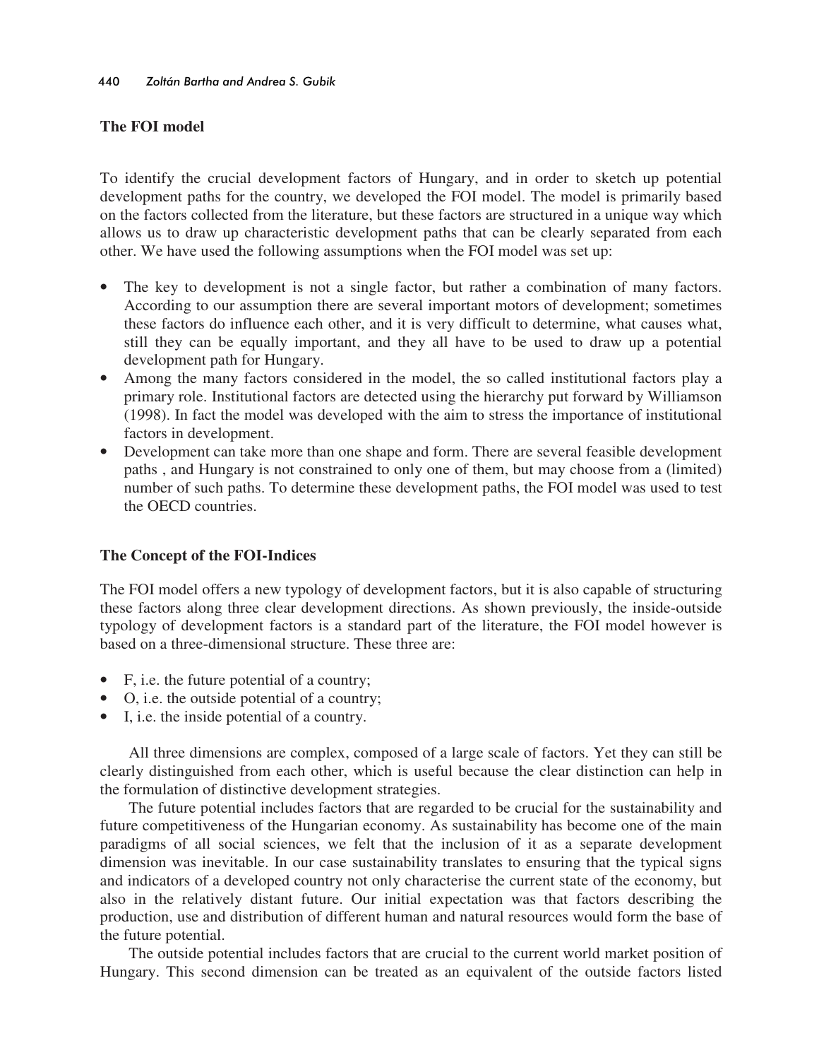## The FOI model

To identify the crucial development factors of Hungary, and in order to sketch up potential development paths for the country, we developed the FOI model. The model is primarily based on the factors collected from the literature, but these factors are structured in a unique way which allows us to draw up characteristic development paths that can be clearly separated from each other. We have used the following assumptions when the FOI model was set up:

- The key to development is not a single factor, but rather a combination of many factors. According to our assumption there are several important motors of development; sometimes these factors do influence each other, and it is very difficult to determine, what causes what, still they can be equally important, and they all have to be used to draw up a potential development path for Hungary.
- Among the many factors considered in the model, the so called institutional factors play a primary role. Institutional factors are detected using the hierarchy put forward by Williamson (1998). In fact the model was developed with the aim to stress the importance of institutional factors in development.
- Development can take more than one shape and form. There are several feasible development paths , and Hungary is not constrained to only one of them, but may choose from a (limited) number of such paths. To determine these development paths, the FOI model was used to test the OECD countries.

## The Concept of the FOI-Indices

The FOI model offers a new typology of development factors, but it is also capable of structuring these factors along three clear development directions. As shown previously, the inside-outside typology of development factors is a standard part of the literature, the FOI model however is based on a three-dimensional structure. These three are:

- F, i.e. the future potential of a country;
- O, i.e. the outside potential of a country;
- I, i.e. the inside potential of a country.

All three dimensions are complex, composed of a large scale of factors. Yet they can still be clearly distinguished from each other, which is useful because the clear distinction can help in the formulation of distinctive development strategies.

The future potential includes factors that are regarded to be crucial for the sustainability and future competitiveness of the Hungarian economy. As sustainability has become one of the main paradigms of all social sciences, we felt that the inclusion of it as a separate development dimension was inevitable. In our case sustainability translates to ensuring that the typical signs and indicators of a developed country not only characterise the current state of the economy, but also in the relatively distant future. Our initial expectation was that factors describing the production, use and distribution of different human and natural resources would form the base of the future potential.

The outside potential includes factors that are crucial to the current world market position of Hungary. This second dimension can be treated as an equivalent of the outside factors listed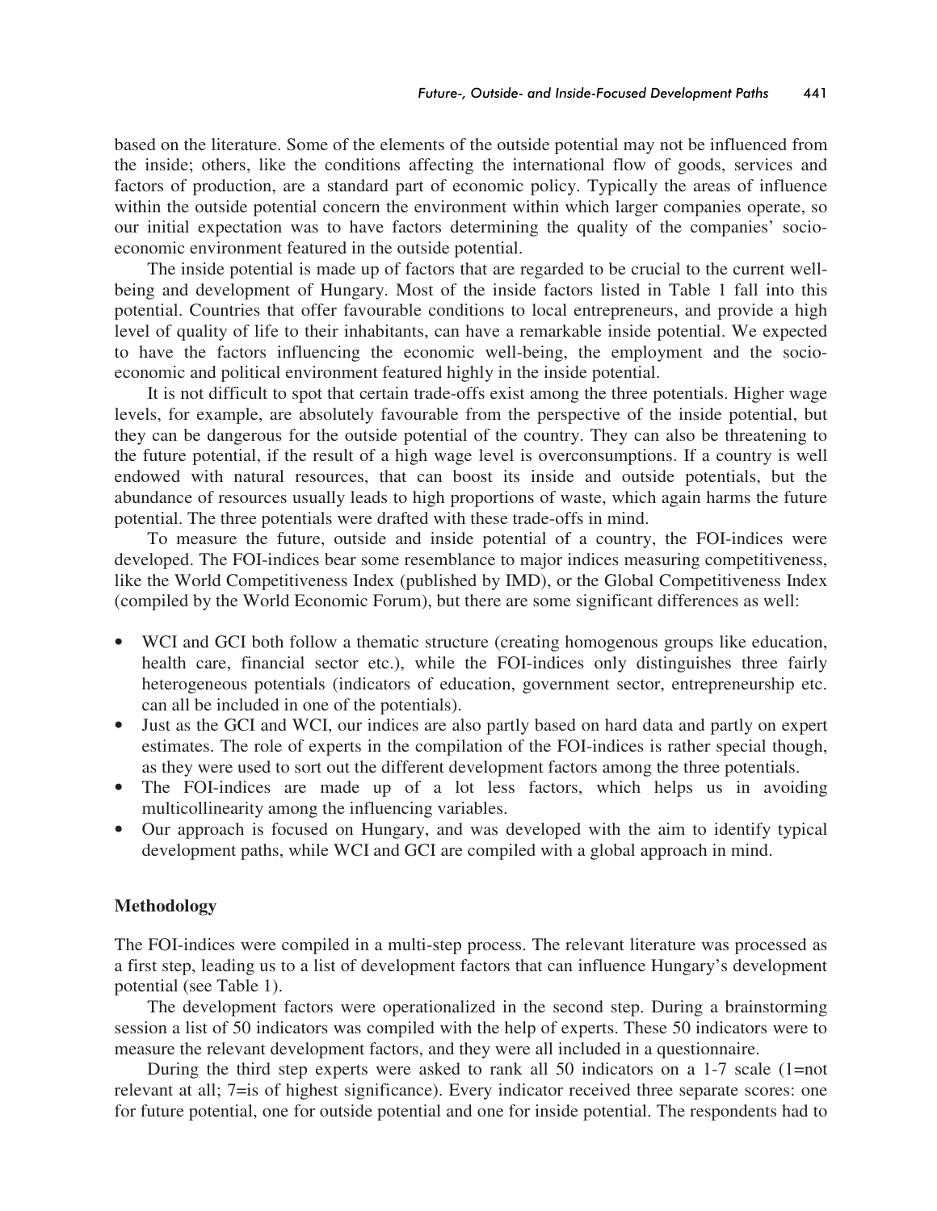based on the literature. Some of the elements of the outside potential may not be influenced from the inside; others, like the conditions affecting the international flow of goods, services and factors of production, are a standard part of economic policy. Typically the areas of influence within the outside potential concern the environment within which larger companies operate, so our initial expectation was to have factors determining the quality of the companies' socio-economic environment featured in the outside potential.

The inside potential is made up of factors that are regarded to be crucial to the current well-being and development of Hungary. Most of the inside factors listed in Table 1 fall into this potential. Countries that offer favourable conditions to local entrepreneurs, and provide a high level of quality of life to their inhabitants, can have a remarkable inside potential. We expected to have the factors influencing the economic well-being, the employment and the socio-economic and political environment featured highly in the inside potential.

It is not difficult to spot that certain trade-offs exist among the three potentials. Higher wage levels, for example, are absolutely favourable from the perspective of the inside potential, but they can be dangerous for the outside potential of the country. They can also be threatening to the future potential, if the result of a high wage level is overconsumptions. If a country is well endowed with natural resources, that can boost its inside and outside potentials, but the abundance of resources usually leads to high proportions of waste, which again harms the future potential. The three potentials were drafted with these trade-offs in mind.

To measure the future, outside and inside potential of a country, the FOI-indices were developed. The FOI-indices bear some resemblance to major indices measuring competitiveness, like the World Competitiveness Index (published by IMD), or the Global Competitiveness Index (compiled by the World Economic Forum), but there are some significant differences as well:

- WCI and GCI both follow a thematic structure (creating homogenous groups like education, health care, financial sector etc.), while the FOI-indices only distinguishes three fairly heterogeneous potentials (indicators of education, government sector, entrepreneurship etc. can all be included in one of the potentials).
- Just as the GCI and WCI, our indices are also partly based on hard data and partly on expert estimates. The role of experts in the compilation of the FOI-indices is rather special though, as they were used to sort out the different development factors among the three potentials.
- The FOI-indices are made up of a lot less factors, which helps us in avoiding multicollinearity among the influencing variables.
- Our approach is focused on Hungary, and was developed with the aim to identify typical development paths, while WCI and GCI are compiled with a global approach in mind.

## Methodology

The FOI-indices were compiled in a multi-step process. The relevant literature was processed as a first step, leading us to a list of development factors that can influence Hungary's development potential (see Table 1).

The development factors were operationalized in the second step. During a brainstorming session a list of 50 indicators was compiled with the help of experts. These 50 indicators were to measure the relevant development factors, and they were all included in a questionnaire.

During the third step experts were asked to rank all 50 indicators on a 1-7 scale (1=not relevant at all; 7=is of highest significance). Every indicator received three separate scores: one for future potential, one for outside potential and one for inside potential. The respondents had to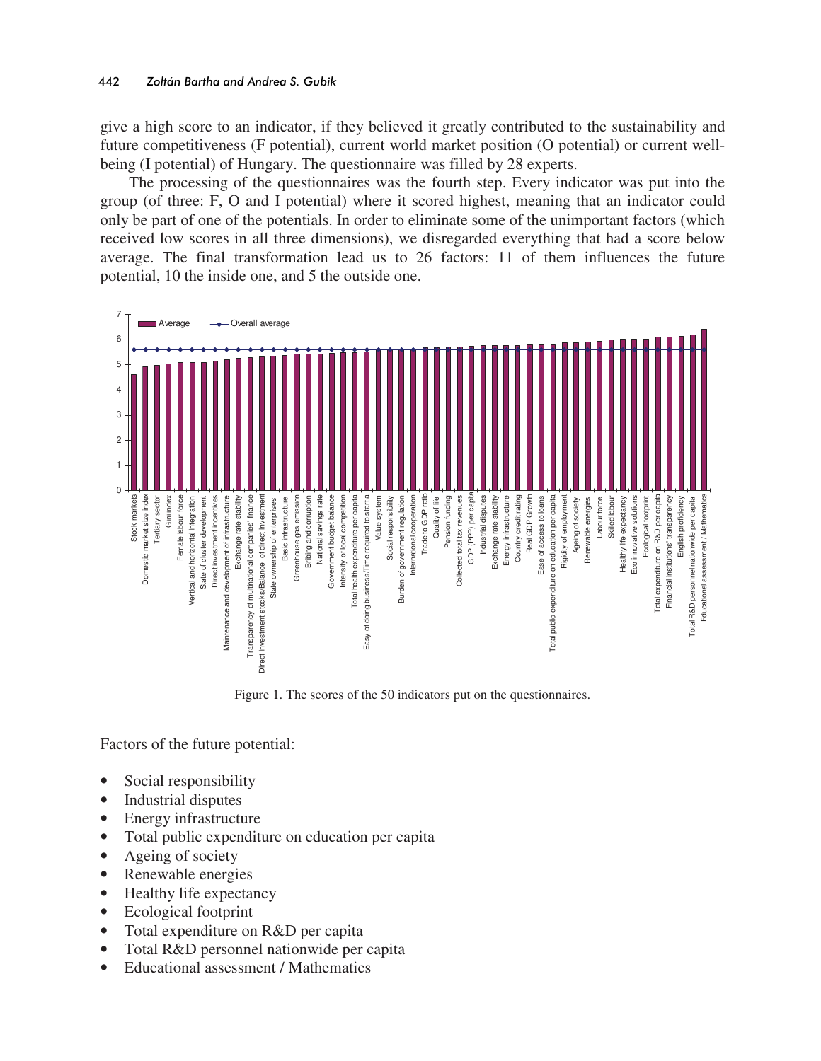give a high score to an indicator, if they believed it greatly contributed to the sustainability and future competitiveness (F potential), current world market position (O potential) or current well-being (I potential) of Hungary. The questionnaire was filled by 28 experts.

The processing of the questionnaires was the fourth step. Every indicator was put into the group (of three: F, O and I potential) where it scored highest, meaning that an indicator could only be part of one of the potentials. In order to eliminate some of the unimportant factors (which received low scores in all three dimensions), we disregarded everything that had a score below average. The final transformation lead us to 26 factors: 11 of them influences the future potential, 10 the inside one, and 5 the outside one.

Figure 1. The scores of the 50 indicators put on the questionnaires.

Factors of the future potential:

- Social responsibility
- Industrial disputes
- Energy infrastructure
- Total public expenditure on education per capita
- Ageing of society
- Renewable energies
- Healthy life expectancy
- Ecological footprint
- Total expenditure on R&D per capita
- Total R&D personnel nationwide per capita
- Educational assessment / Mathematics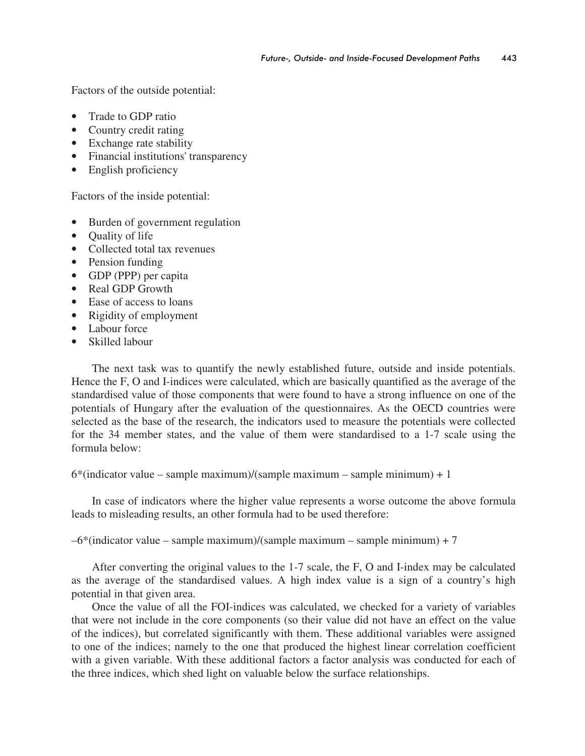Factors of the outside potential:

- Trade to GDP ratio
- Country credit rating
- Exchange rate stability
- Financial institutions' transparency
- English proficiency

Factors of the inside potential:

- Burden of government regulation
- Quality of life
- Collected total tax revenues
- Pension funding
- GDP (PPP) per capita
- Real GDP Growth
- Ease of access to loans
- Rigidity of employment
- Labour force
- Skilled labour

The next task was to quantify the newly established future, outside and inside potentials. Hence the F, O and I-indices were calculated, which are basically quantified as the average of the standardised value of those components that were found to have a strong influence on one of the potentials of Hungary after the evaluation of the questionnaires. As the OECD countries were selected as the base of the research, the indicators used to measure the potentials were collected for the 34 member states, and the value of them were standardised to a 1-7 scale using the formula below:

6*(indicator value – sample maximum)/(sample maximum – sample minimum) + 1

In case of indicators where the higher value represents a worse outcome the above formula leads to misleading results, an other formula had to be used therefore:

–6*(indicator value – sample maximum)/(sample maximum – sample minimum) + 7

After converting the original values to the 1-7 scale, the F, O and I-index may be calculated as the average of the standardised values. A high index value is a sign of a country's high potential in that given area.

Once the value of all the FOI-indices was calculated, we checked for a variety of variables that were not include in the core components (so their value did not have an effect on the value of the indices), but correlated significantly with them. These additional variables were assigned to one of the indices; namely to the one that produced the highest linear correlation coefficient with a given variable. With these additional factors a factor analysis was conducted for each of the three indices, which shed light on valuable below the surface relationships.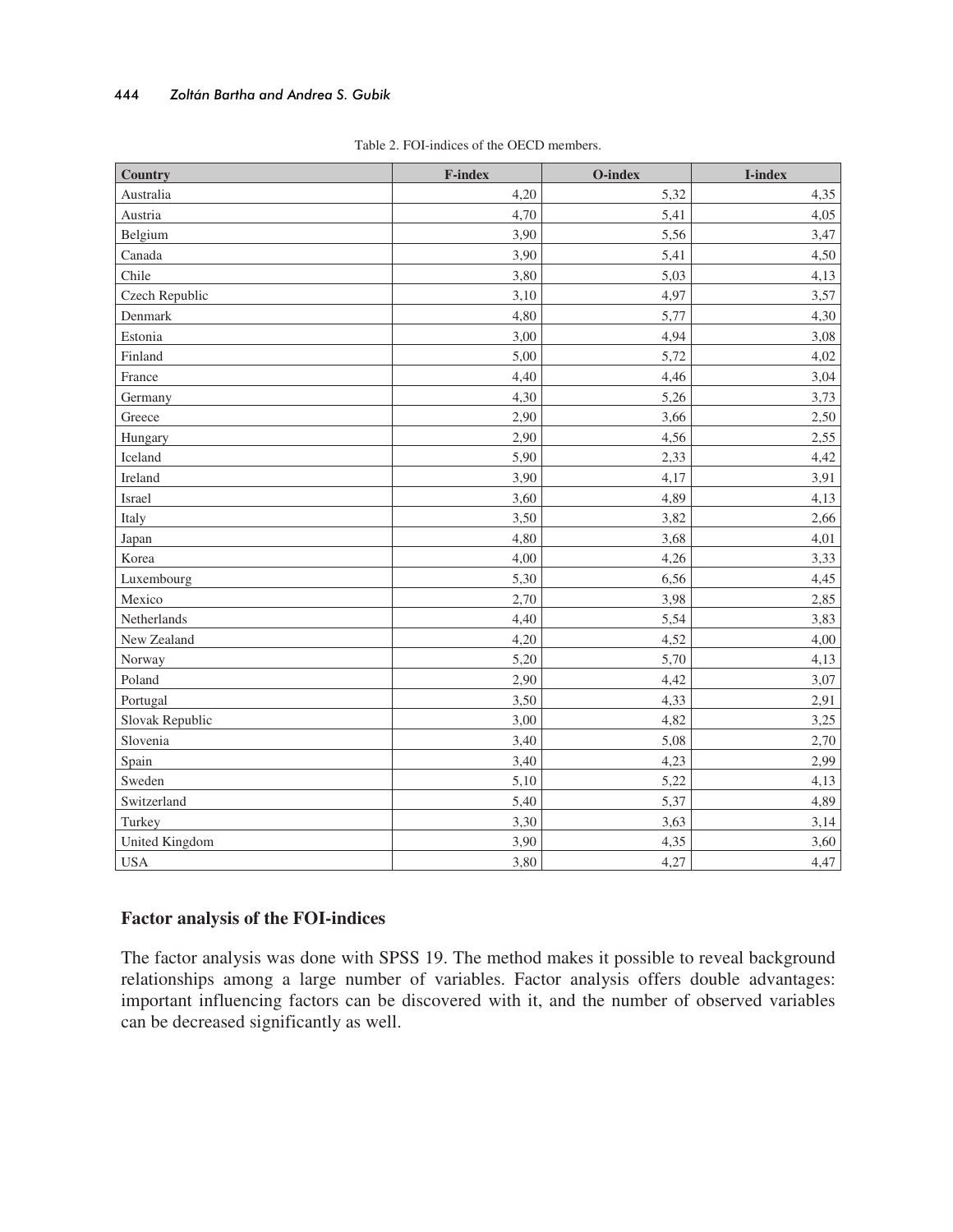Table 2. FOI-indices of the OECD members.

| Country | F-index | O-index | I-index |
|---|---|---|---|
| Australia | 4,20 | 5,32 | 4,35 |
| Austria | 4,70 | 5,41 | 4,05 |
| Belgium | 3,90 | 5,56 | 3,47 |
| Canada | 3,90 | 5,41 | 4,50 |
| Chile | 3,80 | 5,03 | 4,13 |
| Czech Republic | 3,10 | 4,97 | 3,57 |
| Denmark | 4,80 | 5,77 | 4,30 |
| Estonia | 3,00 | 4,94 | 3,08 |
| Finland | 5,00 | 5,72 | 4,02 |
| France | 4,40 | 4,46 | 3,04 |
| Germany | 4,30 | 5,26 | 3,73 |
| Greece | 2,90 | 3,66 | 2,50 |
| Hungary | 2,90 | 4,56 | 2,55 |
| Iceland | 5,90 | 2,33 | 4,42 |
| Ireland | 3,90 | 4,17 | 3,91 |
| Israel | 3,60 | 4,89 | 4,13 |
| Italy | 3,50 | 3,82 | 2,66 |
| Japan | 4,80 | 3,68 | 4,01 |
| Korea | 4,00 | 4,26 | 3,33 |
| Luxembourg | 5,30 | 6,56 | 4,45 |
| Mexico | 2,70 | 3,98 | 2,85 |
| Netherlands | 4,40 | 5,54 | 3,83 |
| New Zealand | 4,20 | 4,52 | 4,00 |
| Norway | 5,20 | 5,70 | 4,13 |
| Poland | 2,90 | 4,42 | 3,07 |
| Portugal | 3,50 | 4,33 | 2,91 |
| Slovak Republic | 3,00 | 4,82 | 3,25 |
| Slovenia | 3,40 | 5,08 | 2,70 |
| Spain | 3,40 | 4,23 | 2,99 |
| Sweden | 5,10 | 5,22 | 4,13 |
| Switzerland | 5,40 | 5,37 | 4,89 |
| Turkey | 3,30 | 3,63 | 3,14 |
| United Kingdom | 3,90 | 4,35 | 3,60 |
| USA | 3,80 | 4,27 | 4,47 |

## Factor analysis of the FOI-indices

The factor analysis was done with SPSS 19. The method makes it possible to reveal background relationships among a large number of variables. Factor analysis offers double advantages: important influencing factors can be discovered with it, and the number of observed variables can be decreased significantly as well.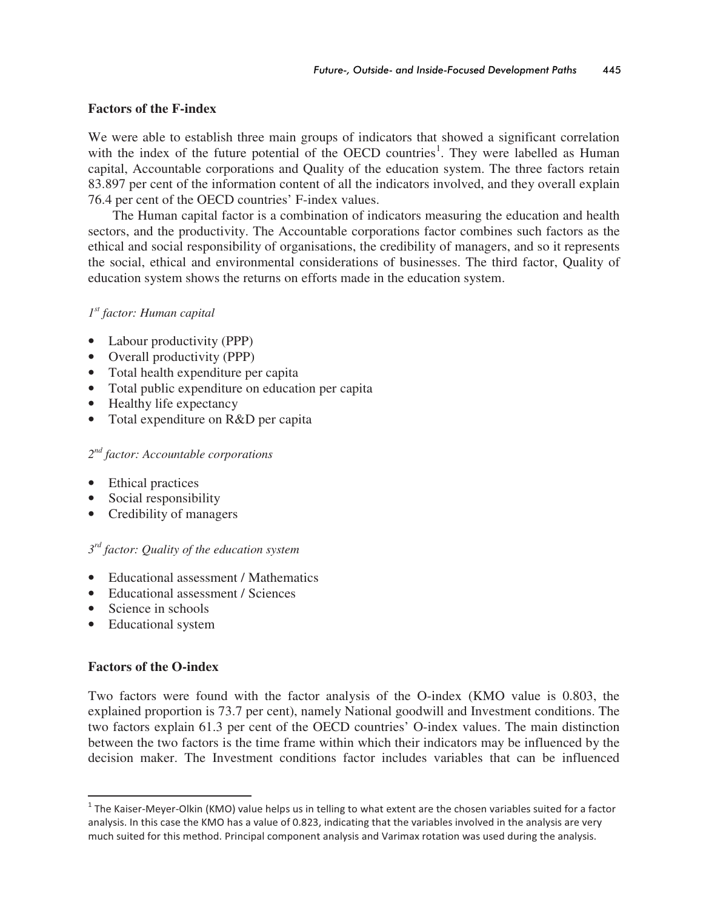### Factors of the F-index

We were able to establish three main groups of indicators that showed a significant correlation with the index of the future potential of the OECD countries[1]. They were labelled as Human capital, Accountable corporations and Quality of the education system. The three factors retain 83.897 per cent of the information content of all the indicators involved, and they overall explain 76.4 per cent of the OECD countries' F-index values.

The Human capital factor is a combination of indicators measuring the education and health sectors, and the productivity. The Accountable corporations factor combines such factors as the ethical and social responsibility of organisations, the credibility of managers, and so it represents the social, ethical and environmental considerations of businesses. The third factor, Quality of education system shows the returns on efforts made in the education system.

*1st factor: Human capital*

- Labour productivity (PPP)
- Overall productivity (PPP)
- Total health expenditure per capita
- Total public expenditure on education per capita
- Healthy life expectancy
- Total expenditure on R&D per capita

*2nd factor: Accountable corporations*

- Ethical practices
- Social responsibility
- Credibility of managers

*3rd factor: Quality of the education system*

- Educational assessment / Mathematics
- Educational assessment / Sciences
- Science in schools
- Educational system

### Factors of the O-index

Two factors were found with the factor analysis of the O-index (KMO value is 0.803, the explained proportion is 73.7 per cent), namely National goodwill and Investment conditions. The two factors explain 61.3 per cent of the OECD countries' O-index values. The main distinction between the two factors is the time frame within which their indicators may be influenced by the decision maker. The Investment conditions factor includes variables that can be influenced

---

[1] The Kaiser-Meyer-Olkin (KMO) value helps us in telling to what extent are the chosen variables suited for a factor analysis. In this case the KMO has a value of 0.823, indicating that the variables involved in the analysis are very much suited for this method. Principal component analysis and Varimax rotation was used during the analysis.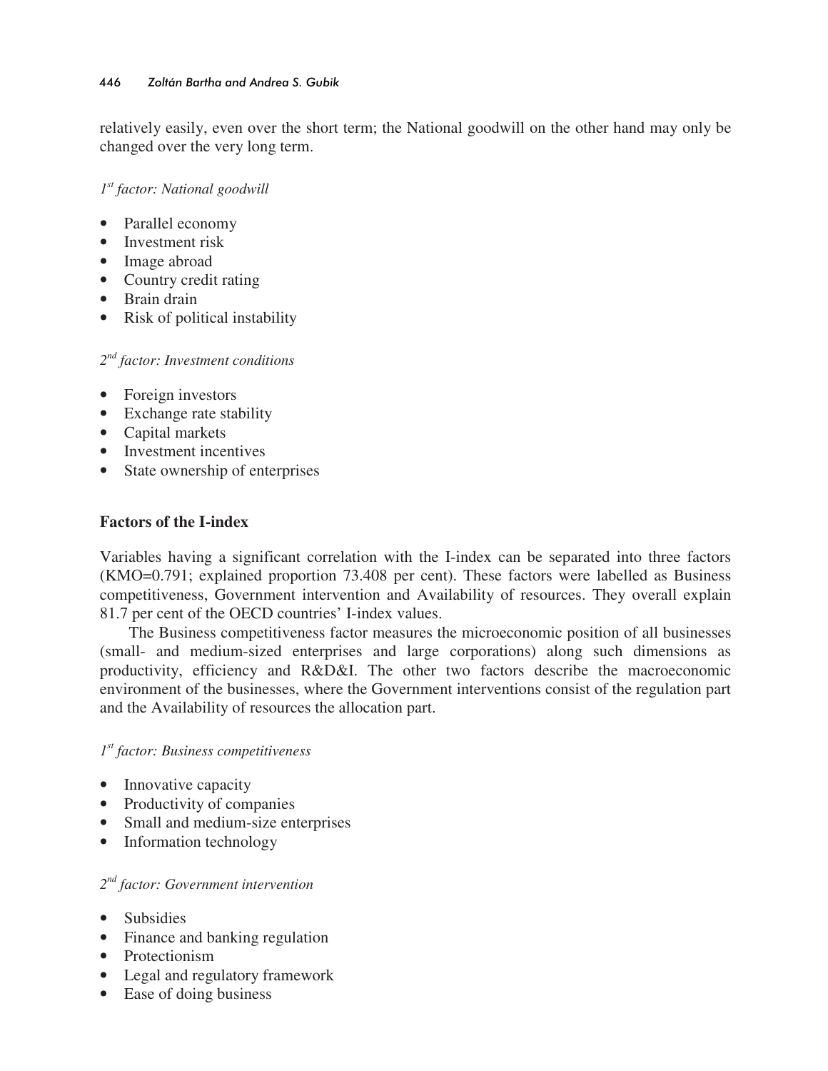relatively easily, even over the short term; the National goodwill on the other hand may only be changed over the very long term.

*1st factor: National goodwill*

- Parallel economy
- Investment risk
- Image abroad
- Country credit rating
- Brain drain
- Risk of political instability

*2nd factor: Investment conditions*

- Foreign investors
- Exchange rate stability
- Capital markets
- Investment incentives
- State ownership of enterprises

## Factors of the I-index

Variables having a significant correlation with the I-index can be separated into three factors (KMO=0.791; explained proportion 73.408 per cent). These factors were labelled as Business competitiveness, Government intervention and Availability of resources. They overall explain 81.7 per cent of the OECD countries' I-index values.

The Business competitiveness factor measures the microeconomic position of all businesses (small- and medium-sized enterprises and large corporations) along such dimensions as productivity, efficiency and R&D&I. The other two factors describe the macroeconomic environment of the businesses, where the Government interventions consist of the regulation part and the Availability of resources the allocation part.

*1st factor: Business competitiveness*

- Innovative capacity
- Productivity of companies
- Small and medium-size enterprises
- Information technology

*2nd factor: Government intervention*

- Subsidies
- Finance and banking regulation
- Protectionism
- Legal and regulatory framework
- Ease of doing business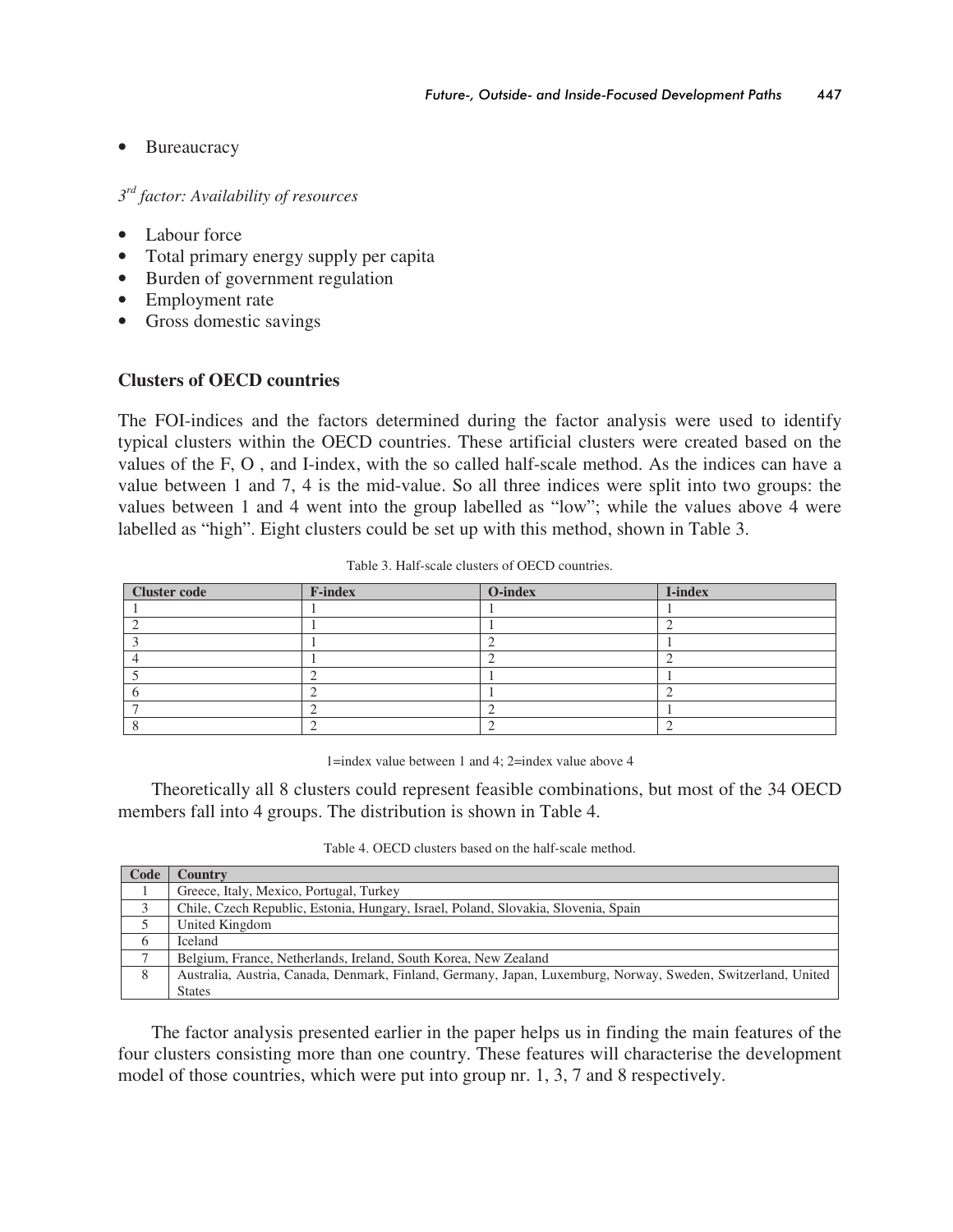- Bureaucracy

*3rd factor: Availability of resources*

- Labour force
- Total primary energy supply per capita
- Burden of government regulation
- Employment rate
- Gross domestic savings

### Clusters of OECD countries

The FOI-indices and the factors determined during the factor analysis were used to identify typical clusters within the OECD countries. These artificial clusters were created based on the values of the F, O , and I-index, with the so called half-scale method. As the indices can have a value between 1 and 7, 4 is the mid-value. So all three indices were split into two groups: the values between 1 and 4 went into the group labelled as "low"; while the values above 4 were labelled as "high". Eight clusters could be set up with this method, shown in Table 3.

Table 3. Half-scale clusters of OECD countries.

| Cluster code | F-index | O-index | I-index |
|---|---|---|---|
| 1 | 1 | 1 | 1 |
| 2 | 1 | 1 | 2 |
| 3 | 1 | 2 | 1 |
| 4 | 1 | 2 | 2 |
| 5 | 2 | 1 | 1 |
| 6 | 2 | 1 | 2 |
| 7 | 2 | 2 | 1 |
| 8 | 2 | 2 | 2 |

1=index value between 1 and 4; 2=index value above 4

Theoretically all 8 clusters could represent feasible combinations, but most of the 34 OECD members fall into 4 groups. The distribution is shown in Table 4.

Table 4. OECD clusters based on the half-scale method.

| Code | Country |
|---|---|
| 1 | Greece, Italy, Mexico, Portugal, Turkey |
| 3 | Chile, Czech Republic, Estonia, Hungary, Israel, Poland, Slovakia, Slovenia, Spain |
| 5 | United Kingdom |
| 6 | Iceland |
| 7 | Belgium, France, Netherlands, Ireland, South Korea, New Zealand |
| 8 | Australia, Austria, Canada, Denmark, Finland, Germany, Japan, Luxemburg, Norway, Sweden, Switzerland, United States |

The factor analysis presented earlier in the paper helps us in finding the main features of the four clusters consisting more than one country. These features will characterise the development model of those countries, which were put into group nr. 1, 3, 7 and 8 respectively.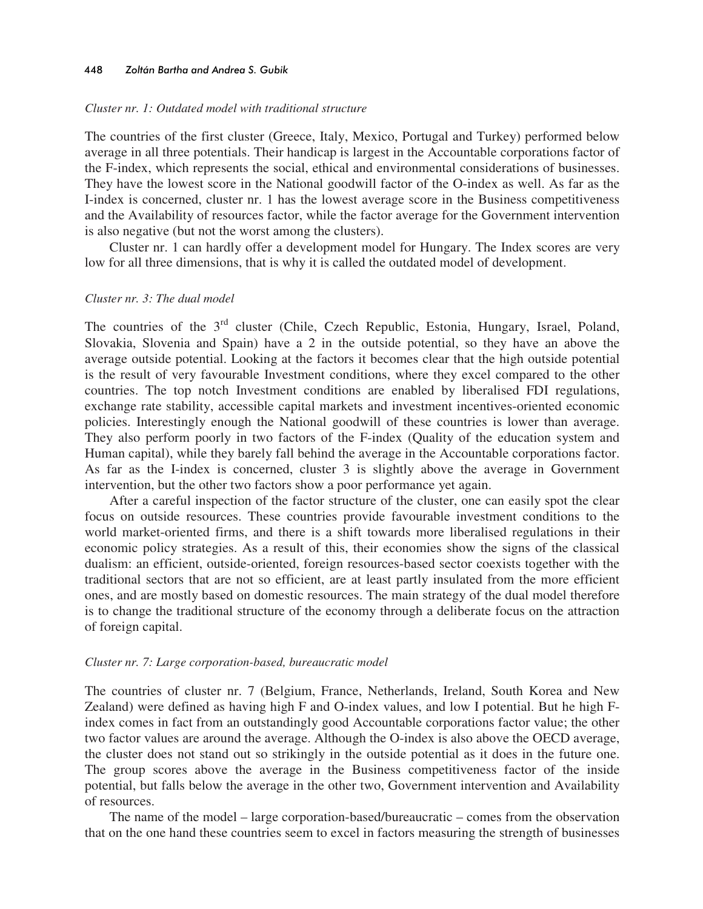*Cluster nr. 1: Outdated model with traditional structure*

The countries of the first cluster (Greece, Italy, Mexico, Portugal and Turkey) performed below average in all three potentials. Their handicap is largest in the Accountable corporations factor of the F-index, which represents the social, ethical and environmental considerations of businesses. They have the lowest score in the National goodwill factor of the O-index as well. As far as the I-index is concerned, cluster nr. 1 has the lowest average score in the Business competitiveness and the Availability of resources factor, while the factor average for the Government intervention is also negative (but not the worst among the clusters).

Cluster nr. 1 can hardly offer a development model for Hungary. The Index scores are very low for all three dimensions, that is why it is called the outdated model of development.

*Cluster nr. 3: The dual model*

The countries of the 3rd cluster (Chile, Czech Republic, Estonia, Hungary, Israel, Poland, Slovakia, Slovenia and Spain) have a 2 in the outside potential, so they have an above the average outside potential. Looking at the factors it becomes clear that the high outside potential is the result of very favourable Investment conditions, where they excel compared to the other countries. The top notch Investment conditions are enabled by liberalised FDI regulations, exchange rate stability, accessible capital markets and investment incentives-oriented economic policies. Interestingly enough the National goodwill of these countries is lower than average. They also perform poorly in two factors of the F-index (Quality of the education system and Human capital), while they barely fall behind the average in the Accountable corporations factor. As far as the I-index is concerned, cluster 3 is slightly above the average in Government intervention, but the other two factors show a poor performance yet again.

After a careful inspection of the factor structure of the cluster, one can easily spot the clear focus on outside resources. These countries provide favourable investment conditions to the world market-oriented firms, and there is a shift towards more liberalised regulations in their economic policy strategies. As a result of this, their economies show the signs of the classical dualism: an efficient, outside-oriented, foreign resources-based sector coexists together with the traditional sectors that are not so efficient, are at least partly insulated from the more efficient ones, and are mostly based on domestic resources. The main strategy of the dual model therefore is to change the traditional structure of the economy through a deliberate focus on the attraction of foreign capital.

*Cluster nr. 7: Large corporation-based, bureaucratic model*

The countries of cluster nr. 7 (Belgium, France, Netherlands, Ireland, South Korea and New Zealand) were defined as having high F and O-index values, and low I potential. But he high F-index comes in fact from an outstandingly good Accountable corporations factor value; the other two factor values are around the average. Although the O-index is also above the OECD average, the cluster does not stand out so strikingly in the outside potential as it does in the future one. The group scores above the average in the Business competitiveness factor of the inside potential, but falls below the average in the other two, Government intervention and Availability of resources.

The name of the model – large corporation-based/bureaucratic – comes from the observation that on the one hand these countries seem to excel in factors measuring the strength of businesses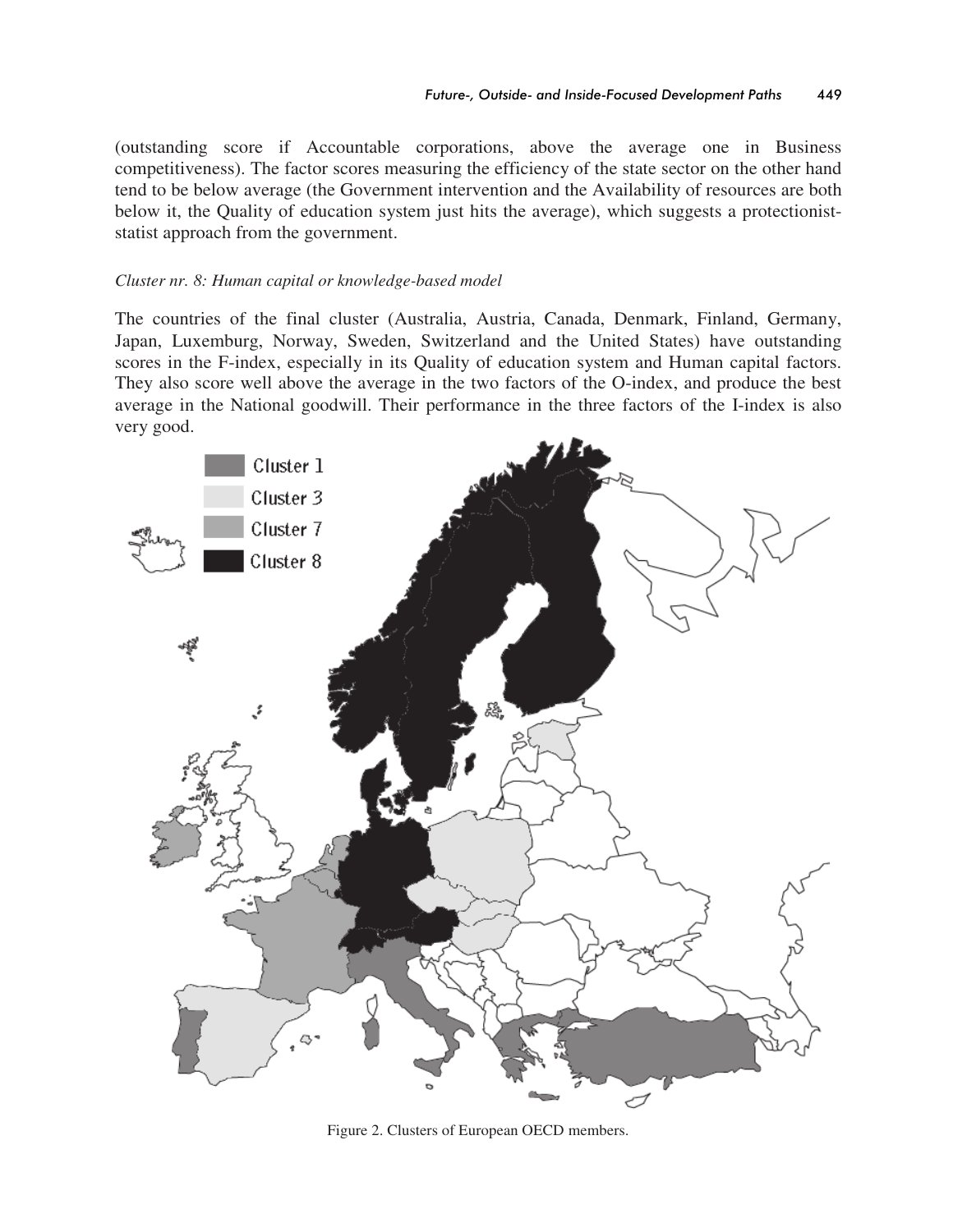(outstanding score if Accountable corporations, above the average one in Business competitiveness). The factor scores measuring the efficiency of the state sector on the other hand tend to be below average (the Government intervention and the Availability of resources are both below it, the Quality of education system just hits the average), which suggests a protectionist-statist approach from the government.

*Cluster nr. 8: Human capital or knowledge-based model*

The countries of the final cluster (Australia, Austria, Canada, Denmark, Finland, Germany, Japan, Luxemburg, Norway, Sweden, Switzerland and the United States) have outstanding scores in the F-index, especially in its Quality of education system and Human capital factors. They also score well above the average in the two factors of the O-index, and produce the best average in the National goodwill. Their performance in the three factors of the I-index is also very good.

Figure 2. Clusters of European OECD members.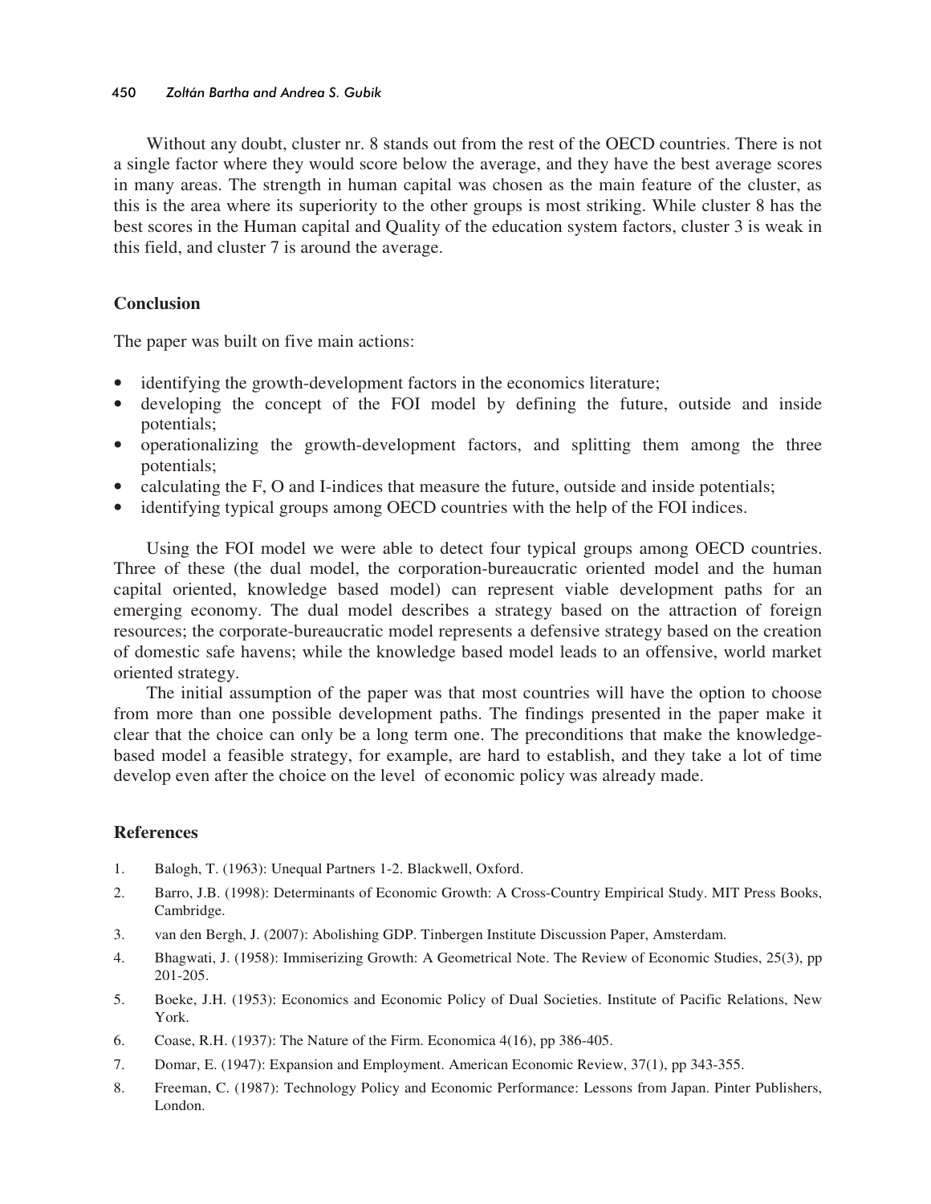Without any doubt, cluster nr. 8 stands out from the rest of the OECD countries. There is not a single factor where they would score below the average, and they have the best average scores in many areas. The strength in human capital was chosen as the main feature of the cluster, as this is the area where its superiority to the other groups is most striking. While cluster 8 has the best scores in the Human capital and Quality of the education system factors, cluster 3 is weak in this field, and cluster 7 is around the average.

## Conclusion

The paper was built on five main actions:

- identifying the growth-development factors in the economics literature;
- developing the concept of the FOI model by defining the future, outside and inside potentials;
- operationalizing the growth-development factors, and splitting them among the three potentials;
- calculating the F, O and I-indices that measure the future, outside and inside potentials;
- identifying typical groups among OECD countries with the help of the FOI indices.

Using the FOI model we were able to detect four typical groups among OECD countries. Three of these (the dual model, the corporation-bureaucratic oriented model and the human capital oriented, knowledge based model) can represent viable development paths for an emerging economy. The dual model describes a strategy based on the attraction of foreign resources; the corporate-bureaucratic model represents a defensive strategy based on the creation of domestic safe havens; while the knowledge based model leads to an offensive, world market oriented strategy.

The initial assumption of the paper was that most countries will have the option to choose from more than one possible development paths. The findings presented in the paper make it clear that the choice can only be a long term one. The preconditions that make the knowledge-based model a feasible strategy, for example, are hard to establish, and they take a lot of time develop even after the choice on the level of economic policy was already made.

## References

1. Balogh, T. (1963): Unequal Partners 1-2. Blackwell, Oxford.
2. Barro, J.B. (1998): Determinants of Economic Growth: A Cross-Country Empirical Study. MIT Press Books, Cambridge.
3. van den Bergh, J. (2007): Abolishing GDP. Tinbergen Institute Discussion Paper, Amsterdam.
4. Bhagwati, J. (1958): Immiserizing Growth: A Geometrical Note. The Review of Economic Studies, 25(3), pp 201-205.
5. Boeke, J.H. (1953): Economics and Economic Policy of Dual Societies. Institute of Pacific Relations, New York.
6. Coase, R.H. (1937): The Nature of the Firm. Economica 4(16), pp 386-405.
7. Domar, E. (1947): Expansion and Employment. American Economic Review, 37(1), pp 343-355.
8. Freeman, C. (1987): Technology Policy and Economic Performance: Lessons from Japan. Pinter Publishers, London.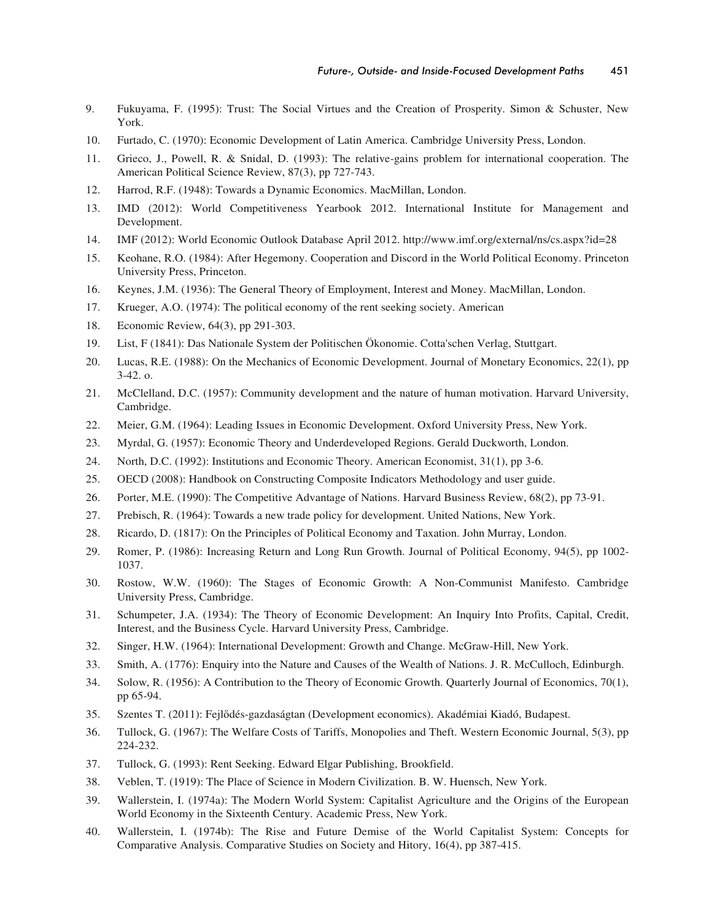9. Fukuyama, F. (1995): Trust: The Social Virtues and the Creation of Prosperity. Simon & Schuster, New York.
10. Furtado, C. (1970): Economic Development of Latin America. Cambridge University Press, London.
11. Grieco, J., Powell, R. & Snidal, D. (1993): The relative-gains problem for international cooperation. The American Political Science Review, 87(3), pp 727-743.
12. Harrod, R.F. (1948): Towards a Dynamic Economics. MacMillan, London.
13. IMD (2012): World Competitiveness Yearbook 2012. International Institute for Management and Development.
14. IMF (2012): World Economic Outlook Database April 2012. http://www.imf.org/external/ns/cs.aspx?id=28
15. Keohane, R.O. (1984): After Hegemony. Cooperation and Discord in the World Political Economy. Princeton University Press, Princeton.
16. Keynes, J.M. (1936): The General Theory of Employment, Interest and Money. MacMillan, London.
17. Krueger, A.O. (1974): The political economy of the rent seeking society. American
18. Economic Review, 64(3), pp 291-303.
19. List, F (1841): Das Nationale System der Politischen Ökonomie. Cotta'schen Verlag, Stuttgart.
20. Lucas, R.E. (1988): On the Mechanics of Economic Development. Journal of Monetary Economics, 22(1), pp 3-42. o.
21. McClelland, D.C. (1957): Community development and the nature of human motivation. Harvard University, Cambridge.
22. Meier, G.M. (1964): Leading Issues in Economic Development. Oxford University Press, New York.
23. Myrdal, G. (1957): Economic Theory and Underdeveloped Regions. Gerald Duckworth, London.
24. North, D.C. (1992): Institutions and Economic Theory. American Economist, 31(1), pp 3-6.
25. OECD (2008): Handbook on Constructing Composite Indicators Methodology and user guide.
26. Porter, M.E. (1990): The Competitive Advantage of Nations. Harvard Business Review, 68(2), pp 73-91.
27. Prebisch, R. (1964): Towards a new trade policy for development. United Nations, New York.
28. Ricardo, D. (1817): On the Principles of Political Economy and Taxation. John Murray, London.
29. Romer, P. (1986): Increasing Return and Long Run Growth. Journal of Political Economy, 94(5), pp 1002-1037.
30. Rostow, W.W. (1960): The Stages of Economic Growth: A Non-Communist Manifesto. Cambridge University Press, Cambridge.
31. Schumpeter, J.A. (1934): The Theory of Economic Development: An Inquiry Into Profits, Capital, Credit, Interest, and the Business Cycle. Harvard University Press, Cambridge.
32. Singer, H.W. (1964): International Development: Growth and Change. McGraw-Hill, New York.
33. Smith, A. (1776): Enquiry into the Nature and Causes of the Wealth of Nations. J. R. McCulloch, Edinburgh.
34. Solow, R. (1956): A Contribution to the Theory of Economic Growth. Quarterly Journal of Economics, 70(1), pp 65-94.
35. Szentes T. (2011): Fejlődés-gazdaságtan (Development economics). Akadémiai Kiadó, Budapest.
36. Tullock, G. (1967): The Welfare Costs of Tariffs, Monopolies and Theft. Western Economic Journal, 5(3), pp 224-232.
37. Tullock, G. (1993): Rent Seeking. Edward Elgar Publishing, Brookfield.
38. Veblen, T. (1919): The Place of Science in Modern Civilization. B. W. Huensch, New York.
39. Wallerstein, I. (1974a): The Modern World System: Capitalist Agriculture and the Origins of the European World Economy in the Sixteenth Century. Academic Press, New York.
40. Wallerstein, I. (1974b): The Rise and Future Demise of the World Capitalist System: Concepts for Comparative Analysis. Comparative Studies on Society and Hitory, 16(4), pp 387-415.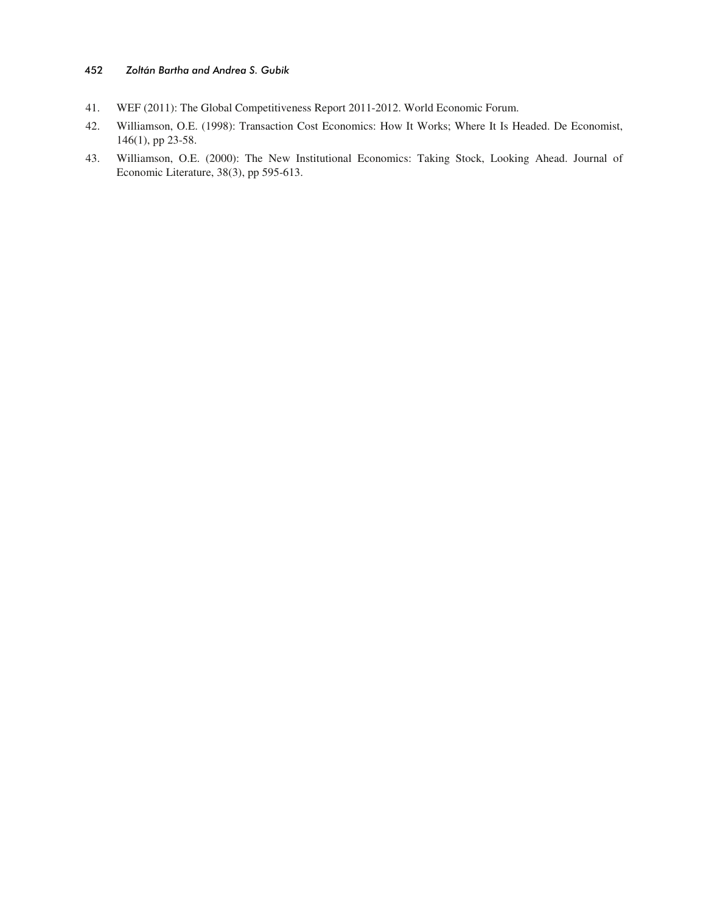41. WEF (2011): The Global Competitiveness Report 2011-2012. World Economic Forum.
42. Williamson, O.E. (1998): Transaction Cost Economics: How It Works; Where It Is Headed. De Economist, 146(1), pp 23-58.
43. Williamson, O.E. (2000): The New Institutional Economics: Taking Stock, Looking Ahead. Journal of Economic Literature, 38(3), pp 595-613.